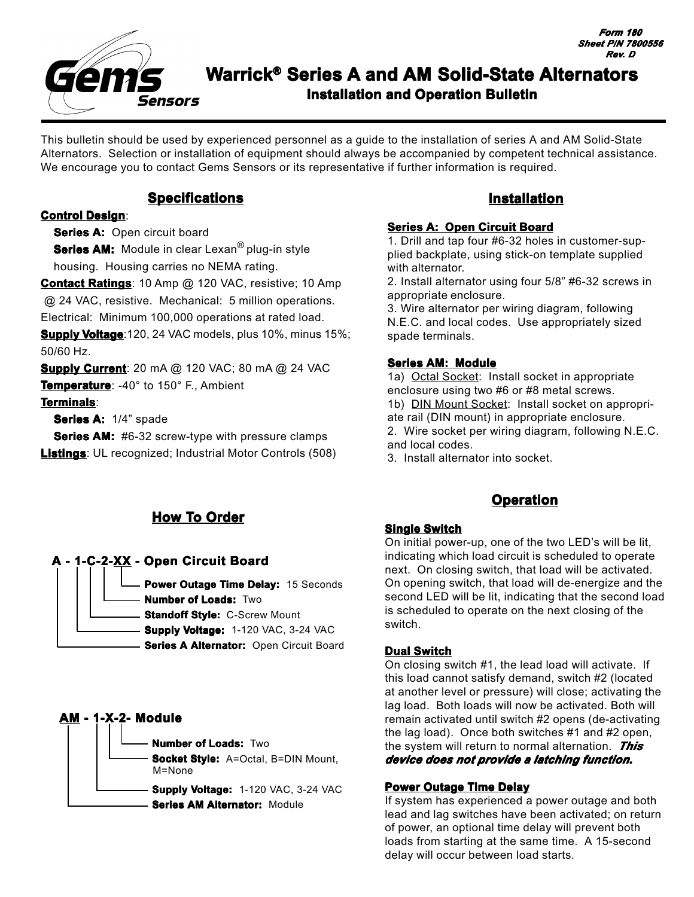Form 180
Sheet P/N 7800556
Rev. D

# Warrick® Series A and AM Solid-State Alternators

## Installation and Operation Bulletin

This bulletin should be used by experienced personnel as a guide to the installation of series A and AM Solid-State Alternators. Selection or installation of equipment should always be accompanied by competent technical assistance. We encourage you to contact Gems Sensors or its representative if further information is required.

## Specifications

**Control Design**:
- **Series A:** Open circuit board
- **Series AM:** Module in clear Lexan® plug-in style housing. Housing carries no NEMA rating.

**Contact Ratings**: 10 Amp @ 120 VAC, resistive; 10 Amp @ 24 VAC, resistive. Mechanical: 5 million operations. Electrical: Minimum 100,000 operations at rated load.

**Supply Voltage**:120, 24 VAC models, plus 10%, minus 15%; 50/60 Hz.

**Supply Current**: 20 mA @ 120 VAC; 80 mA @ 24 VAC

**Temperature**: -40° to 150° F., Ambient

**Terminals**:
- **Series A:** 1/4" spade
- **Series AM:** #6-32 screw-type with pressure clamps

**Listings**: UL recognized; Industrial Motor Controls (508)

## How To Order

### A - 1-C-2-XX - Open Circuit Board

- **Series A Alternator:** Open Circuit Board
- **Supply Voltage:** 1-120 VAC, 3-24 VAC
- **Standoff Style:** C-Screw Mount
- **Number of Loads:** Two
- **Power Outage Time Delay:** 15 Seconds

### AM - 1-X-2- Module

- **Series AM Alternator:** Module
- **Supply Voltage:** 1-120 VAC, 3-24 VAC
- **Socket Style:** A=Octal, B=DIN Mount, M=None
- **Number of Loads:** Two

## Installation

**Series A: Open Circuit Board**

1. Drill and tap four #6-32 holes in customer-supplied backplate, using stick-on template supplied with alternator.
2. Install alternator using four 5/8" #6-32 screws in appropriate enclosure.
3. Wire alternator per wiring diagram, following N.E.C. and local codes. Use appropriately sized spade terminals.

**Series AM: Module**

1a) Octal Socket: Install socket in appropriate enclosure using two #6 or #8 metal screws.
1b) DIN Mount Socket: Install socket on appropriate rail (DIN mount) in appropriate enclosure.
2. Wire socket per wiring diagram, following N.E.C. and local codes.
3. Install alternator into socket.

## Operation

**Single Switch**

On initial power-up, one of the two LED's will be lit, indicating which load circuit is scheduled to operate next. On closing switch, that load will be activated. On opening switch, that load will de-energize and the second LED will be lit, indicating that the second load is scheduled to operate on the next closing of the switch.

**Dual Switch**

On closing switch #1, the lead load will activate. If this load cannot satisfy demand, switch #2 (located at another level or pressure) will close; activating the lag load. Both loads will now be activated. Both will remain activated until switch #2 opens (de-activating the lag load). Once both switches #1 and #2 open, the system will return to normal alternation. ***This device does not provide a latching function.***

**Power Outage Time Delay**

If system has experienced a power outage and both lead and lag switches have been activated; on return of power, an optional time delay will prevent both loads from starting at the same time. A 15-second delay will occur between load starts.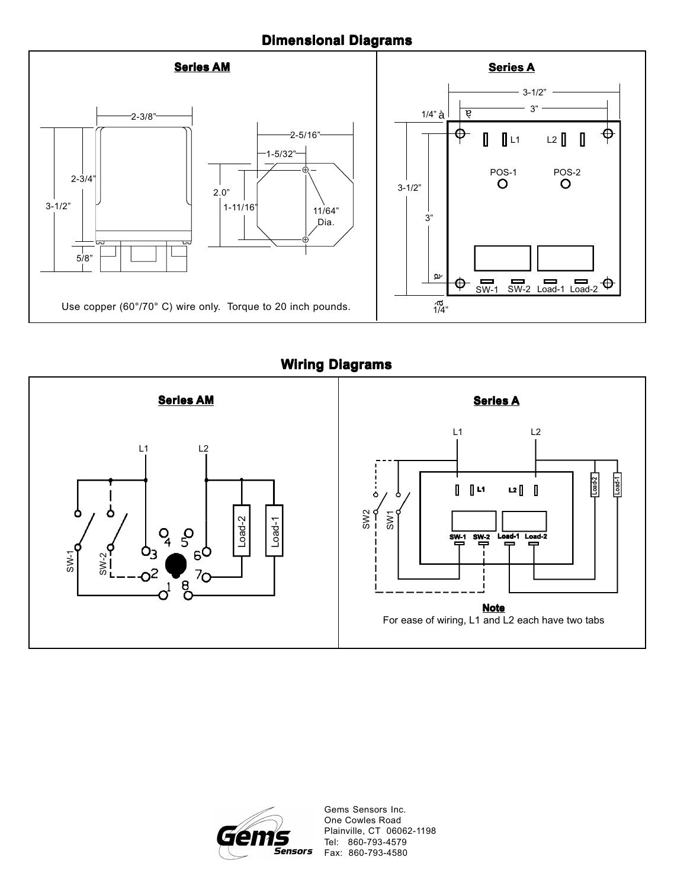## Dimensional Diagrams

### Series AM

2-3/8”

2-5/16”

1-5/32”

2-3/4”

3-1/2”

2.0”

1-11/16”

11/64” Dia.

5/8”

Use copper (60°/70° C) wire only. Torque to 20 inch pounds.

### Series A

3-1/2”

3”

1/4”

L1

L2

POS-1

POS-2

3-1/2”

3”

SW-1 SW-2 Load-1 Load-2

1/4”

## Wiring Diagrams

### Series AM

L1

L2

SW-1

SW-2

Load-2

Load-1

1 2 3 4 5 6 7 8

### Series A

L1

L2

SW2

SW1

L1

L2

SW-1 SW-2 Load-1 Load-2

Load-2

Load-1

**Note**

For ease of wiring, L1 and L2 each have two tabs

Gems Sensors Inc.
One Cowles Road
Plainville, CT 06062-1198
Tel: 860-793-4579
Fax: 860-793-4580